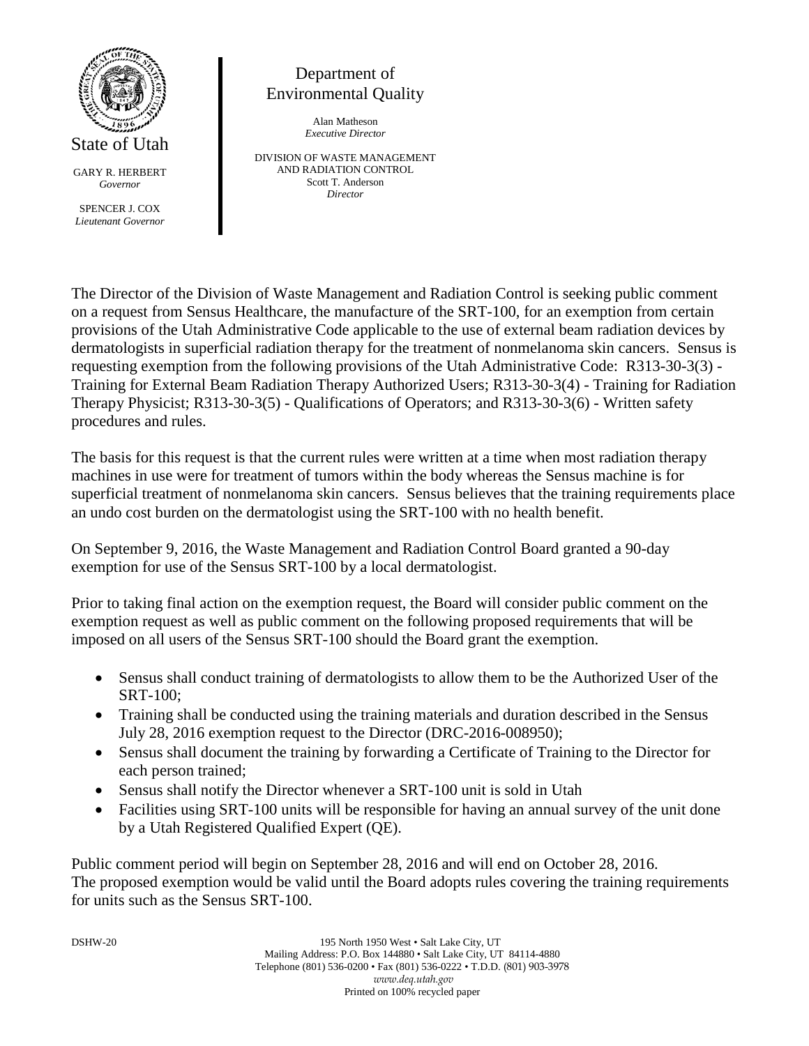State of Utah

GARY R. HERBERT
*Governor*

SPENCER J. COX
*Lieutenant Governor*

Department of
Environmental Quality

Alan Matheson
*Executive Director*

DIVISION OF WASTE MANAGEMENT
AND RADIATION CONTROL
Scott T. Anderson
*Director*

The Director of the Division of Waste Management and Radiation Control is seeking public comment on a request from Sensus Healthcare, the manufacture of the SRT-100, for an exemption from certain provisions of the Utah Administrative Code applicable to the use of external beam radiation devices by dermatologists in superficial radiation therapy for the treatment of nonmelanoma skin cancers. Sensus is requesting exemption from the following provisions of the Utah Administrative Code: R313-30-3(3) - Training for External Beam Radiation Therapy Authorized Users; R313-30-3(4) - Training for Radiation Therapy Physicist; R313-30-3(5) - Qualifications of Operators; and R313-30-3(6) - Written safety procedures and rules.

The basis for this request is that the current rules were written at a time when most radiation therapy machines in use were for treatment of tumors within the body whereas the Sensus machine is for superficial treatment of nonmelanoma skin cancers. Sensus believes that the training requirements place an undo cost burden on the dermatologist using the SRT-100 with no health benefit.

On September 9, 2016, the Waste Management and Radiation Control Board granted a 90-day exemption for use of the Sensus SRT-100 by a local dermatologist.

Prior to taking final action on the exemption request, the Board will consider public comment on the exemption request as well as public comment on the following proposed requirements that will be imposed on all users of the Sensus SRT-100 should the Board grant the exemption.

- Sensus shall conduct training of dermatologists to allow them to be the Authorized User of the SRT-100;
- Training shall be conducted using the training materials and duration described in the Sensus July 28, 2016 exemption request to the Director (DRC-2016-008950);
- Sensus shall document the training by forwarding a Certificate of Training to the Director for each person trained;
- Sensus shall notify the Director whenever a SRT-100 unit is sold in Utah
- Facilities using SRT-100 units will be responsible for having an annual survey of the unit done by a Utah Registered Qualified Expert (QE).

Public comment period will begin on September 28, 2016 and will end on October 28, 2016.
The proposed exemption would be valid until the Board adopts rules covering the training requirements for units such as the Sensus SRT-100.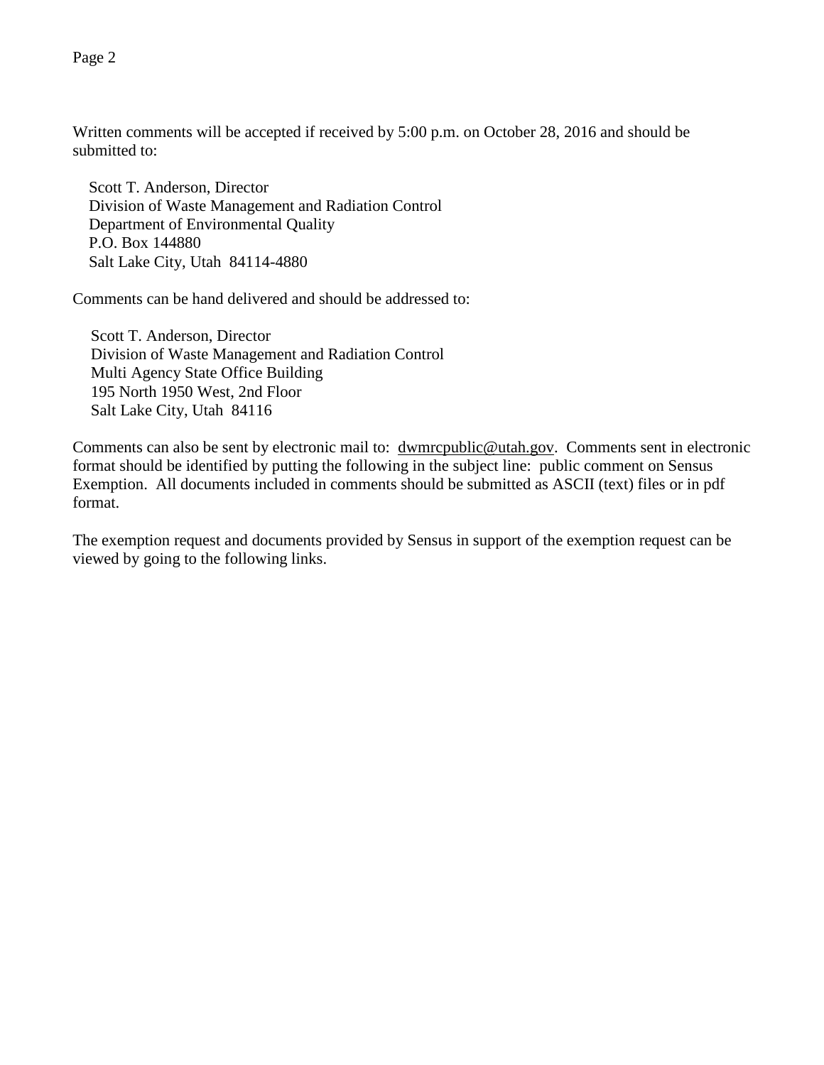Written comments will be accepted if received by 5:00 p.m. on October 28, 2016 and should be submitted to:

Scott T. Anderson, Director  
Division of Waste Management and Radiation Control  
Department of Environmental Quality  
P.O. Box 144880  
Salt Lake City, Utah 84114-4880

Comments can be hand delivered and should be addressed to:

Scott T. Anderson, Director  
Division of Waste Management and Radiation Control  
Multi Agency State Office Building  
195 North 1950 West, 2nd Floor  
Salt Lake City, Utah 84116

Comments can also be sent by electronic mail to: dwmrcpublic@utah.gov. Comments sent in electronic format should be identified by putting the following in the subject line: public comment on Sensus Exemption. All documents included in comments should be submitted as ASCII (text) files or in pdf format.

The exemption request and documents provided by Sensus in support of the exemption request can be viewed by going to the following links.